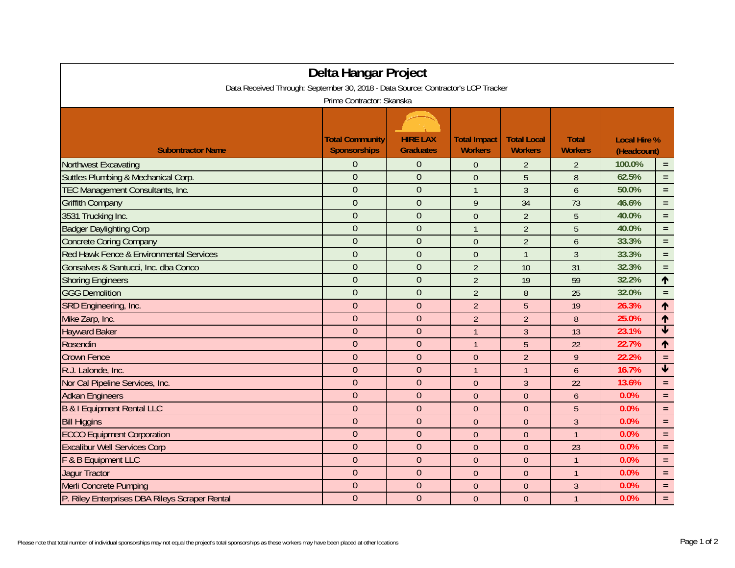# Delta Hangar Project

Data Received Through: September 30, 2018 - Data Source: Contractor's LCP Tracker

Prime Contractor: Skanska

| Subontractor Name | Total Community Sponsorships | HIRE LAX Graduates | Total Impact Workers | Total Local Workers | Total Workers | Local Hire % (Headcount) | |
|---|---|---|---|---|---|---|---|
| Northwest Excavating | 0 | 0 | 0 | 2 | 2 | 100.0% | = |
| Suttles Plumbing & Mechanical Corp. | 0 | 0 | 0 | 5 | 8 | 62.5% | = |
| TEC Management Consultants, Inc. | 0 | 0 | 1 | 3 | 6 | 50.0% | = |
| Griffith Company | 0 | 0 | 9 | 34 | 73 | 46.6% | = |
| 3531 Trucking Inc. | 0 | 0 | 0 | 2 | 5 | 40.0% | = |
| Badger Daylighting Corp | 0 | 0 | 1 | 2 | 5 | 40.0% | = |
| Concrete Coring Company | 0 | 0 | 0 | 2 | 6 | 33.3% | = |
| Red Hawk Fence & Environmental Services | 0 | 0 | 0 | 1 | 3 | 33.3% | = |
| Gonsalves & Santucci, Inc. dba Conco | 0 | 0 | 2 | 10 | 31 | 32.3% | = |
| Shoring Engineers | 0 | 0 | 2 | 19 | 59 | 32.2% | ↑ |
| GGG Demolition | 0 | 0 | 2 | 8 | 25 | 32.0% | = |
| SRD Engineering, Inc. | 0 | 0 | 2 | 5 | 19 | 26.3% | ↑ |
| Mike Zarp, Inc. | 0 | 0 | 2 | 2 | 8 | 25.0% | ↑ |
| Hayward Baker | 0 | 0 | 1 | 3 | 13 | 23.1% | ↓ |
| Rosendin | 0 | 0 | 1 | 5 | 22 | 22.7% | ↑ |
| Crown Fence | 0 | 0 | 0 | 2 | 9 | 22.2% | = |
| R.J. Lalonde, Inc. | 0 | 0 | 1 | 1 | 6 | 16.7% | ↓ |
| Nor Cal Pipeline Services, Inc. | 0 | 0 | 0 | 3 | 22 | 13.6% | = |
| Adkan Engineers | 0 | 0 | 0 | 0 | 6 | 0.0% | = |
| B & I Equipment Rental LLC | 0 | 0 | 0 | 0 | 5 | 0.0% | = |
| Bill Higgins | 0 | 0 | 0 | 0 | 3 | 0.0% | = |
| ECCO Equipment Corporation | 0 | 0 | 0 | 0 | 1 | 0.0% | = |
| Excalibur Well Services Corp | 0 | 0 | 0 | 0 | 23 | 0.0% | = |
| F & B Equipment LLC | 0 | 0 | 0 | 0 | 1 | 0.0% | = |
| Jagur Tractor | 0 | 0 | 0 | 0 | 1 | 0.0% | = |
| Merli Concrete Pumping | 0 | 0 | 0 | 0 | 3 | 0.0% | = |
| P. Riley Enterprises DBA Rileys Scraper Rental | 0 | 0 | 0 | 0 | 1 | 0.0% | = |

Please note that total number of individual sponsorships may not equal the project's total sponsorships as these workers may have been placed at other locations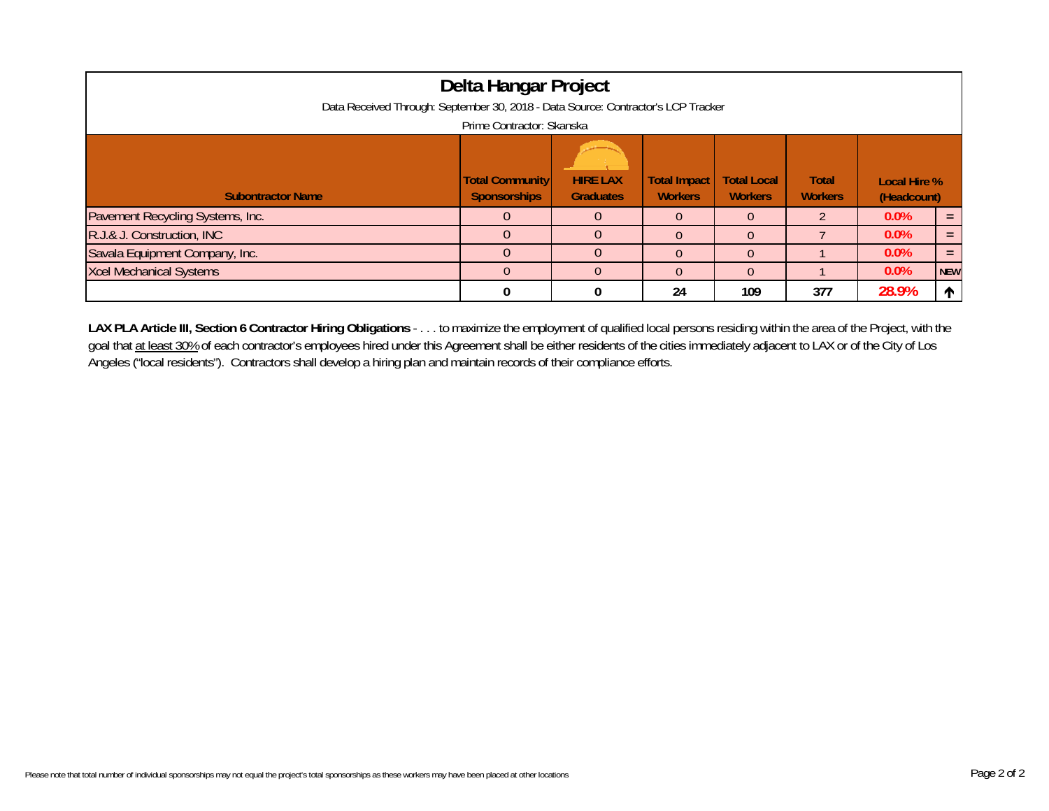# Delta Hangar Project

Data Received Through: September 30, 2018 - Data Source: Contractor's LCP Tracker

Prime Contractor: Skanska

| Subontractor Name | Total Community Sponsorships | HIRE LAX Graduates | Total Impact Workers | Total Local Workers | Total Workers | Local Hire % (Headcount) | |
|---|---|---|---|---|---|---|---|
| Pavement Recycling Systems, Inc. | 0 | 0 | 0 | 0 | 2 | 0.0% | = |
| R.J.& J. Construction, INC | 0 | 0 | 0 | 0 | 7 | 0.0% | = |
| Savala Equipment Company, Inc. | 0 | 0 | 0 | 0 | 1 | 0.0% | = |
| Xcel Mechanical Systems | 0 | 0 | 0 | 0 | 1 | 0.0% | NEW |
| | **0** | **0** | **24** | **109** | **377** | **28.9%** | ↑ |

**LAX PLA Article III, Section 6 Contractor Hiring Obligations** - . . . to maximize the employment of qualified local persons residing within the area of the Project, with the goal that at least 30% of each contractor's employees hired under this Agreement shall be either residents of the cities immediately adjacent to LAX or of the City of Los Angeles ("local residents"). Contractors shall develop a hiring plan and maintain records of their compliance efforts.

Please note that total number of individual sponsorships may not equal the project's total sponsorships as these workers may have been placed at other locations